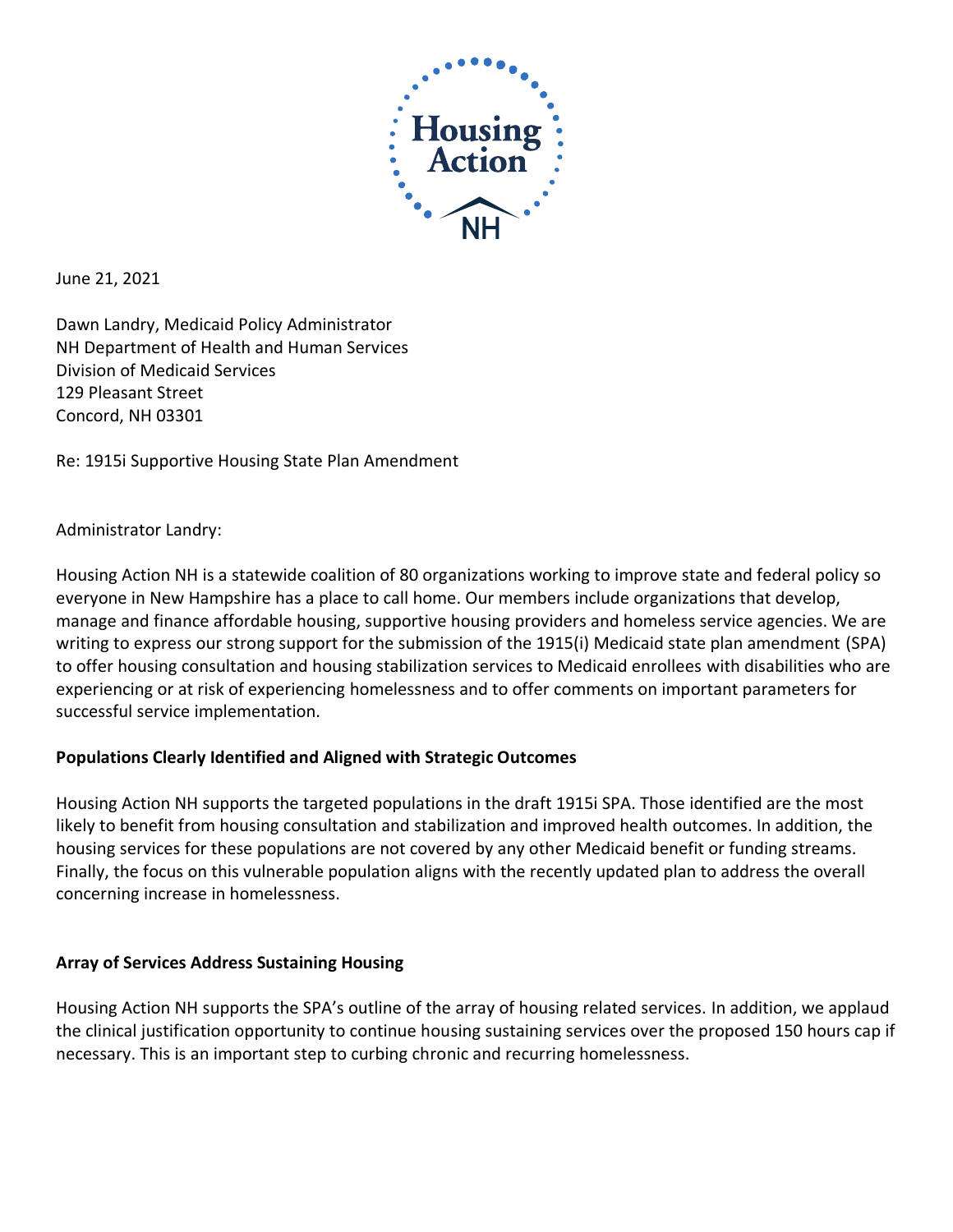June 21, 2021

Dawn Landry, Medicaid Policy Administrator
NH Department of Health and Human Services
Division of Medicaid Services
129 Pleasant Street
Concord, NH 03301

Re: 1915i Supportive Housing State Plan Amendment

Administrator Landry:

Housing Action NH is a statewide coalition of 80 organizations working to improve state and federal policy so everyone in New Hampshire has a place to call home. Our members include organizations that develop, manage and finance affordable housing, supportive housing providers and homeless service agencies. We are writing to express our strong support for the submission of the 1915(i) Medicaid state plan amendment (SPA) to offer housing consultation and housing stabilization services to Medicaid enrollees with disabilities who are experiencing or at risk of experiencing homelessness and to offer comments on important parameters for successful service implementation.

**Populations Clearly Identified and Aligned with Strategic Outcomes**

Housing Action NH supports the targeted populations in the draft 1915i SPA. Those identified are the most likely to benefit from housing consultation and stabilization and improved health outcomes. In addition, the housing services for these populations are not covered by any other Medicaid benefit or funding streams. Finally, the focus on this vulnerable population aligns with the recently updated plan to address the overall concerning increase in homelessness.

**Array of Services Address Sustaining Housing**

Housing Action NH supports the SPA's outline of the array of housing related services. In addition, we applaud the clinical justification opportunity to continue housing sustaining services over the proposed 150 hours cap if necessary. This is an important step to curbing chronic and recurring homelessness.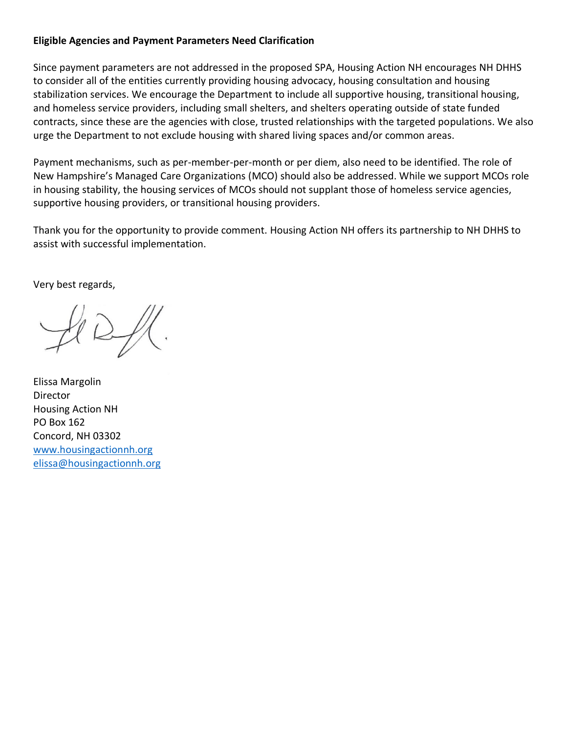**Eligible Agencies and Payment Parameters Need Clarification**

Since payment parameters are not addressed in the proposed SPA, Housing Action NH encourages NH DHHS to consider all of the entities currently providing housing advocacy, housing consultation and housing stabilization services. We encourage the Department to include all supportive housing, transitional housing, and homeless service providers, including small shelters, and shelters operating outside of state funded contracts, since these are the agencies with close, trusted relationships with the targeted populations. We also urge the Department to not exclude housing with shared living spaces and/or common areas.

Payment mechanisms, such as per-member-per-month or per diem, also need to be identified. The role of New Hampshire's Managed Care Organizations (MCO) should also be addressed. While we support MCOs role in housing stability, the housing services of MCOs should not supplant those of homeless service agencies, supportive housing providers, or transitional housing providers.

Thank you for the opportunity to provide comment. Housing Action NH offers its partnership to NH DHHS to assist with successful implementation.

Very best regards,

Elissa Margolin
Director
Housing Action NH
PO Box 162
Concord, NH 03302
[www.housingactionnh.org](http://www.housingactionnh.org)
[elissa@housingactionnh.org](mailto:elissa@housingactionnh.org)